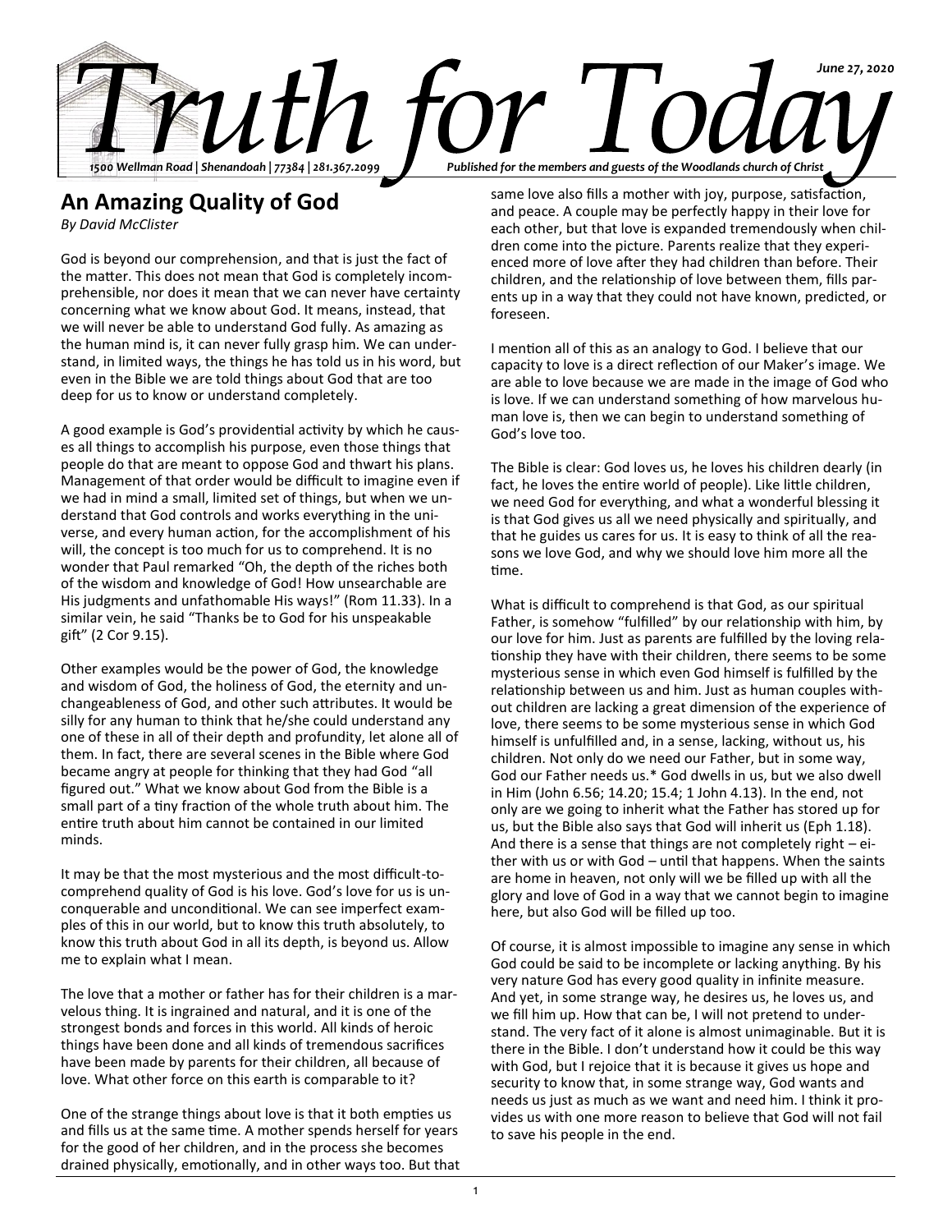# Truth for Today

June 27, 2020

1500 Wellman Road | Shenandoah | 77384 | 281.367.2099

Published for the members and guests of the Woodlands church of Christ

## An Amazing Quality of God

*By David McClister*

God is beyond our comprehension, and that is just the fact of the matter. This does not mean that God is completely incomprehensible, nor does it mean that we can never have certainty concerning what we know about God. It means, instead, that we will never be able to understand God fully. As amazing as the human mind is, it can never fully grasp him. We can understand, in limited ways, the things he has told us in his word, but even in the Bible we are told things about God that are too deep for us to know or understand completely.

A good example is God's providential activity by which he causes all things to accomplish his purpose, even those things that people do that are meant to oppose God and thwart his plans. Management of that order would be difficult to imagine even if we had in mind a small, limited set of things, but when we understand that God controls and works everything in the universe, and every human action, for the accomplishment of his will, the concept is too much for us to comprehend. It is no wonder that Paul remarked "Oh, the depth of the riches both of the wisdom and knowledge of God! How unsearchable are His judgments and unfathomable His ways!" (Rom 11.33). In a similar vein, he said "Thanks be to God for his unspeakable gift" (2 Cor 9.15).

Other examples would be the power of God, the knowledge and wisdom of God, the holiness of God, the eternity and unchangeableness of God, and other such attributes. It would be silly for any human to think that he/she could understand any one of these in all of their depth and profundity, let alone all of them. In fact, there are several scenes in the Bible where God became angry at people for thinking that they had God "all figured out." What we know about God from the Bible is a small part of a tiny fraction of the whole truth about him. The entire truth about him cannot be contained in our limited minds.

It may be that the most mysterious and the most difficult-to-comprehend quality of God is his love. God's love for us is unconquerable and unconditional. We can see imperfect examples of this in our world, but to know this truth absolutely, to know this truth about God in all its depth, is beyond us. Allow me to explain what I mean.

The love that a mother or father has for their children is a marvelous thing. It is ingrained and natural, and it is one of the strongest bonds and forces in this world. All kinds of heroic things have been done and all kinds of tremendous sacrifices have been made by parents for their children, all because of love. What other force on this earth is comparable to it?

One of the strange things about love is that it both empties us and fills us at the same time. A mother spends herself for years for the good of her children, and in the process she becomes drained physically, emotionally, and in other ways too. But that same love also fills a mother with joy, purpose, satisfaction, and peace. A couple may be perfectly happy in their love for each other, but that love is expanded tremendously when children come into the picture. Parents realize that they experienced more of love after they had children than before. Their children, and the relationship of love between them, fills parents up in a way that they could not have known, predicted, or foreseen.

I mention all of this as an analogy to God. I believe that our capacity to love is a direct reflection of our Maker's image. We are able to love because we are made in the image of God who is love. If we can understand something of how marvelous human love is, then we can begin to understand something of God's love too.

The Bible is clear: God loves us, he loves his children dearly (in fact, he loves the entire world of people). Like little children, we need God for everything, and what a wonderful blessing it is that God gives us all we need physically and spiritually, and that he guides us cares for us. It is easy to think of all the reasons we love God, and why we should love him more all the time.

What is difficult to comprehend is that God, as our spiritual Father, is somehow "fulfilled" by our relationship with him, by our love for him. Just as parents are fulfilled by the loving relationship they have with their children, there seems to be some mysterious sense in which even God himself is fulfilled by the relationship between us and him. Just as human couples without children are lacking a great dimension of the experience of love, there seems to be some mysterious sense in which God himself is unfulfilled and, in a sense, lacking, without us, his children. Not only do we need our Father, but in some way, God our Father needs us.* God dwells in us, but we also dwell in Him (John 6.56; 14.20; 15.4; 1 John 4.13). In the end, not only are we going to inherit what the Father has stored up for us, but the Bible also says that God will inherit us (Eph 1.18). And there is a sense that things are not completely right – either with us or with God – until that happens. When the saints are home in heaven, not only will we be filled up with all the glory and love of God in a way that we cannot begin to imagine here, but also God will be filled up too.

Of course, it is almost impossible to imagine any sense in which God could be said to be incomplete or lacking anything. By his very nature God has every good quality in infinite measure. And yet, in some strange way, he desires us, he loves us, and we fill him up. How that can be, I will not pretend to understand. The very fact of it alone is almost unimaginable. But it is there in the Bible. I don't understand how it could be this way with God, but I rejoice that it is because it gives us hope and security to know that, in some strange way, God wants and needs us just as much as we want and need him. I think it provides us with one more reason to believe that God will not fail to save his people in the end.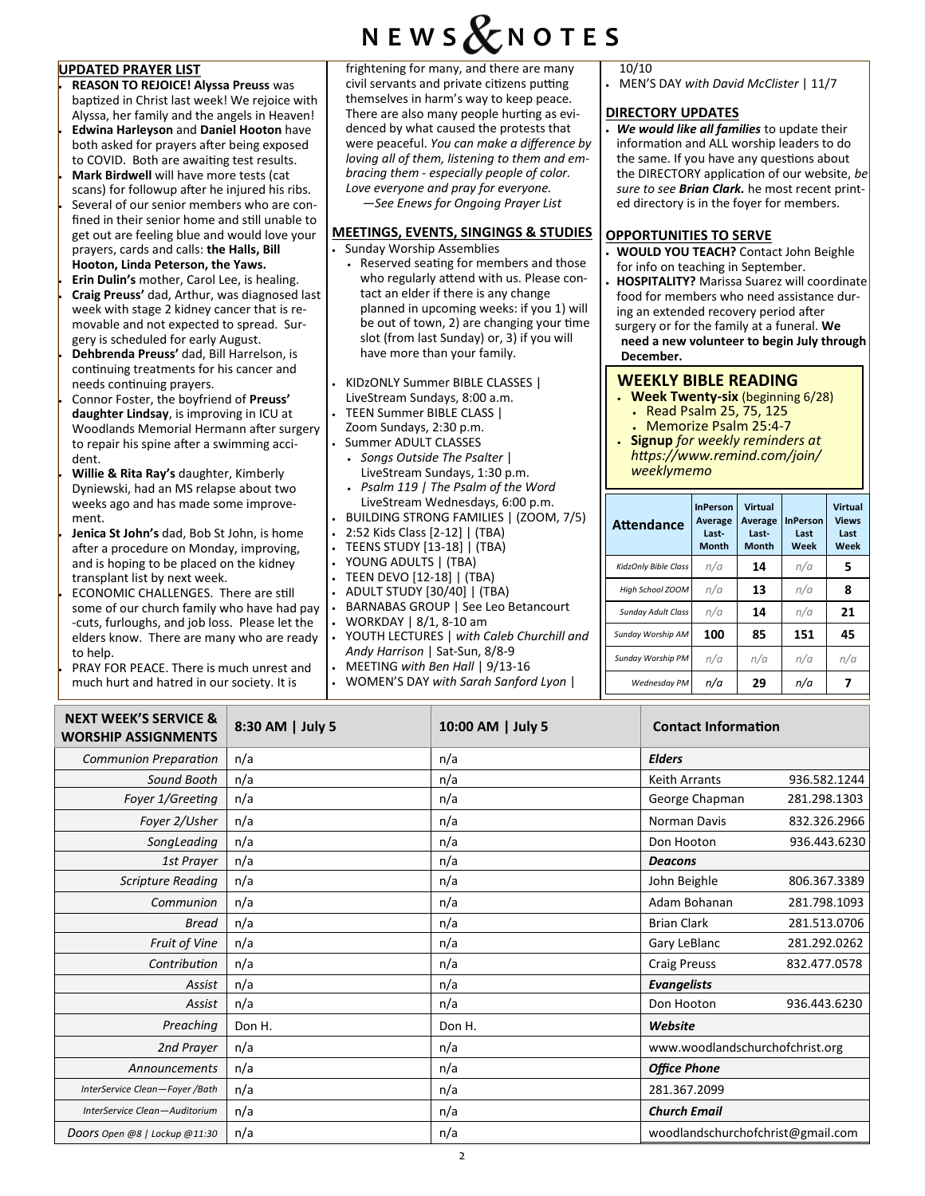# NEWS & NOTES

## UPDATED PRAYER LIST

- **REASON TO REJOICE! Alyssa Preuss** was baptized in Christ last week! We rejoice with Alyssa, her family and the angels in Heaven!
- **Edwina Harleyson** and **Daniel Hooton** have both asked for prayers after being exposed to COVID. Both are awaiting test results.
- **Mark Birdwell** will have more tests (cat scans) for followup after he injured his ribs.
- Several of our senior members who are confined in their senior home and still unable to get out are feeling blue and would love your prayers, cards and calls: **the Halls, Bill Hooton, Linda Peterson, the Yaws.**
- **Erin Dulin's** mother, Carol Lee, is healing.
- **Craig Preuss'** dad, Arthur, was diagnosed last week with stage 2 kidney cancer that is removable and not expected to spread. Surgery is scheduled for early August.
- **Dehbrenda Preuss'** dad, Bill Harrelson, is continuing treatments for his cancer and needs continuing prayers.
- Connor Foster, the boyfriend of **Preuss' daughter Lindsay**, is improving in ICU at Woodlands Memorial Hermann after surgery to repair his spine after a swimming accident.
- **Willie & Rita Ray's** daughter, Kimberly Dyniewski, had an MS relapse about two weeks ago and has made some improvement.
- **Jenica St John's** dad, Bob St John, is home after a procedure on Monday, improving, and is hoping to be placed on the kidney transplant list by next week.
- ECONOMIC CHALLENGES. There are still some of our church family who have had pay-cuts, furloughs, and job loss. Please let the elders know. There are many who are ready to help.
- PRAY FOR PEACE. There is much unrest and much hurt and hatred in our society. It is frightening for many, and there are many civil servants and private citizens putting themselves in harm's way to keep peace. There are also many people hurting as evidenced by what caused the protests that were peaceful. *You can make a difference by loving all of them, listening to them and embracing them - especially people of color. Love everyone and pray for everyone.*

*—See Enews for Ongoing Prayer List*

## MEETINGS, EVENTS, SINGINGS & STUDIES

- Sunday Worship Assemblies
  - Reserved seating for members and those who regularly attend with us. Please contact an elder if there is any change planned in upcoming weeks: if you 1) will be out of town, 2) are changing your time slot (from last Sunday) or, 3) if you will have more than your family.
- KIDzONLY Summer BIBLE CLASSES | LiveStream Sundays, 8:00 a.m.
- TEEN Summer BIBLE CLASS | Zoom Sundays, 2:30 p.m.
- Summer ADULT CLASSES
  - *Songs Outside The Psalter* | LiveStream Sundays, 1:30 p.m.
  - *Psalm 119 | The Psalm of the Word* LiveStream Wednesdays, 6:00 p.m.
- BUILDING STRONG FAMILIES | (ZOOM, 7/5)
- 2:52 Kids Class [2-12] | (TBA)
- TEENS STUDY [13-18] | (TBA)
- YOUNG ADULTS | (TBA)
- TEEN DEVO [12-18] | (TBA)
- ADULT STUDY [30/40] | (TBA)
- BARNABAS GROUP | See Leo Betancourt
- WORKDAY | 8/1, 8-10 am
- YOUTH LECTURES | *with Caleb Churchill and Andy Harrison* | Sat-Sun, 8/8-9
- MEETING *with Ben Hall* | 9/13-16
- WOMEN'S DAY *with Sarah Sanford Lyon* | 10/10
- MEN'S DAY *with David McClister* | 11/7

## DIRECTORY UPDATES

- ***We would like all families*** to update their information and ALL worship leaders to do the same. If you have any questions about the DIRECTORY application of our website, *be sure to see **Brian Clark.*** he most recent printed directory is in the foyer for members.

## OPPORTUNITIES TO SERVE

- **WOULD YOU TEACH?** Contact John Beighle for info on teaching in September.
- **HOSPITALITY?** Marissa Suarez will coordinate food for members who need assistance during an extended recovery period after surgery or for the family at a funeral. **We need a new volunteer to begin July through December.**

## WEEKLY BIBLE READING

- **Week Twenty-six** (beginning 6/28)
  - Read Psalm 25, 75, 125
  - Memorize Psalm 25:4-7
- **Signup** *for weekly reminders at https://www.remind.com/join/weeklymemo*

| Attendance | InPerson Average Last-Month | Virtual Average Last-Month | InPerson Last Week | Virtual Views Last Week |
|---|---|---|---|---|
| *KidzOnly Bible Class* | *n/a* | **14** | *n/a* | **5** |
| *High School ZOOM* | *n/a* | **13** | *n/a* | **8** |
| *Sunday Adult Class* | *n/a* | **14** | *n/a* | **21** |
| *Sunday Worship AM* | **100** | **85** | **151** | **45** |
| *Sunday Worship PM* | *n/a* | *n/a* | *n/a* | *n/a* |
| *Wednesday PM* | *n/a* | **29** | *n/a* | **7** |

| NEXT WEEK'S SERVICE & WORSHIP ASSIGNMENTS | 8:30 AM \| July 5 | 10:00 AM \| July 5 | Contact Information | |
|---|---|---|---|---|
| *Communion Preparation* | n/a | n/a | ***Elders*** | |
| *Sound Booth* | n/a | n/a | Keith Arrants | 936.582.1244 |
| *Foyer 1/Greeting* | n/a | n/a | George Chapman | 281.298.1303 |
| *Foyer 2/Usher* | n/a | n/a | Norman Davis | 832.326.2966 |
| *SongLeading* | n/a | n/a | Don Hooton | 936.443.6230 |
| *1st Prayer* | n/a | n/a | ***Deacons*** | |
| *Scripture Reading* | n/a | n/a | John Beighle | 806.367.3389 |
| *Communion* | n/a | n/a | Adam Bohanan | 281.798.1093 |
| *Bread* | n/a | n/a | Brian Clark | 281.513.0706 |
| *Fruit of Vine* | n/a | n/a | Gary LeBlanc | 281.292.0262 |
| *Contribution* | n/a | n/a | Craig Preuss | 832.477.0578 |
| *Assist* | n/a | n/a | ***Evangelists*** | |
| *Assist* | n/a | n/a | Don Hooton | 936.443.6230 |
| *Preaching* | Don H. | Don H. | ***Website*** | |
| *2nd Prayer* | n/a | n/a | www.woodlandschurchofchrist.org | |
| *Announcements* | n/a | n/a | ***Office Phone*** | |
| *InterService Clean—Foyer /Bath* | n/a | n/a | 281.367.2099 | |
| *InterService Clean—Auditorium* | n/a | n/a | ***Church Email*** | |
| *Doors Open @8 \| Lockup @11:30* | n/a | n/a | woodlandschurchofchrist@gmail.com | |